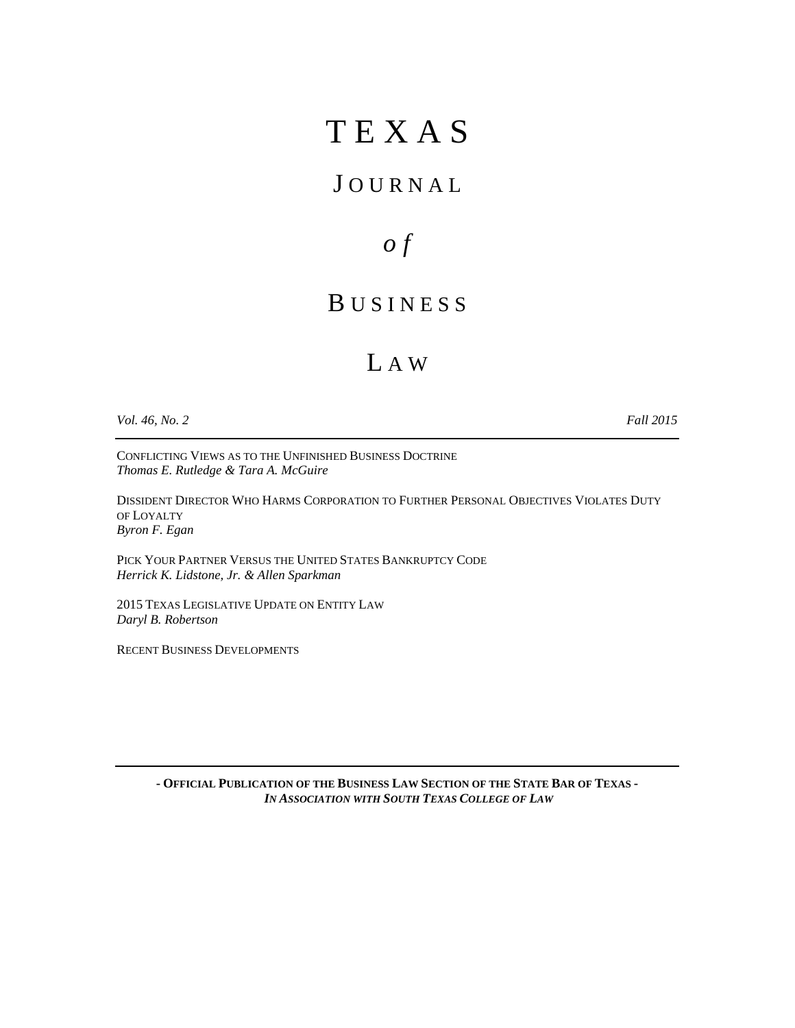# TEXAS JOURNAL *of* BUSINESS LAW

*Vol. 46, No. 2* *Fall 2015*

---

CONFLICTING VIEWS AS TO THE UNFINISHED BUSINESS DOCTRINE
*Thomas E. Rutledge & Tara A. McGuire*

DISSIDENT DIRECTOR WHO HARMS CORPORATION TO FURTHER PERSONAL OBJECTIVES VIOLATES DUTY OF LOYALTY
*Byron F. Egan*

PICK YOUR PARTNER VERSUS THE UNITED STATES BANKRUPTCY CODE
*Herrick K. Lidstone, Jr. & Allen Sparkman*

2015 TEXAS LEGISLATIVE UPDATE ON ENTITY LAW
*Daryl B. Robertson*

RECENT BUSINESS DEVELOPMENTS

---

**- OFFICIAL PUBLICATION OF THE BUSINESS LAW SECTION OF THE STATE BAR OF TEXAS -**
***IN ASSOCIATION WITH SOUTH TEXAS COLLEGE OF LAW***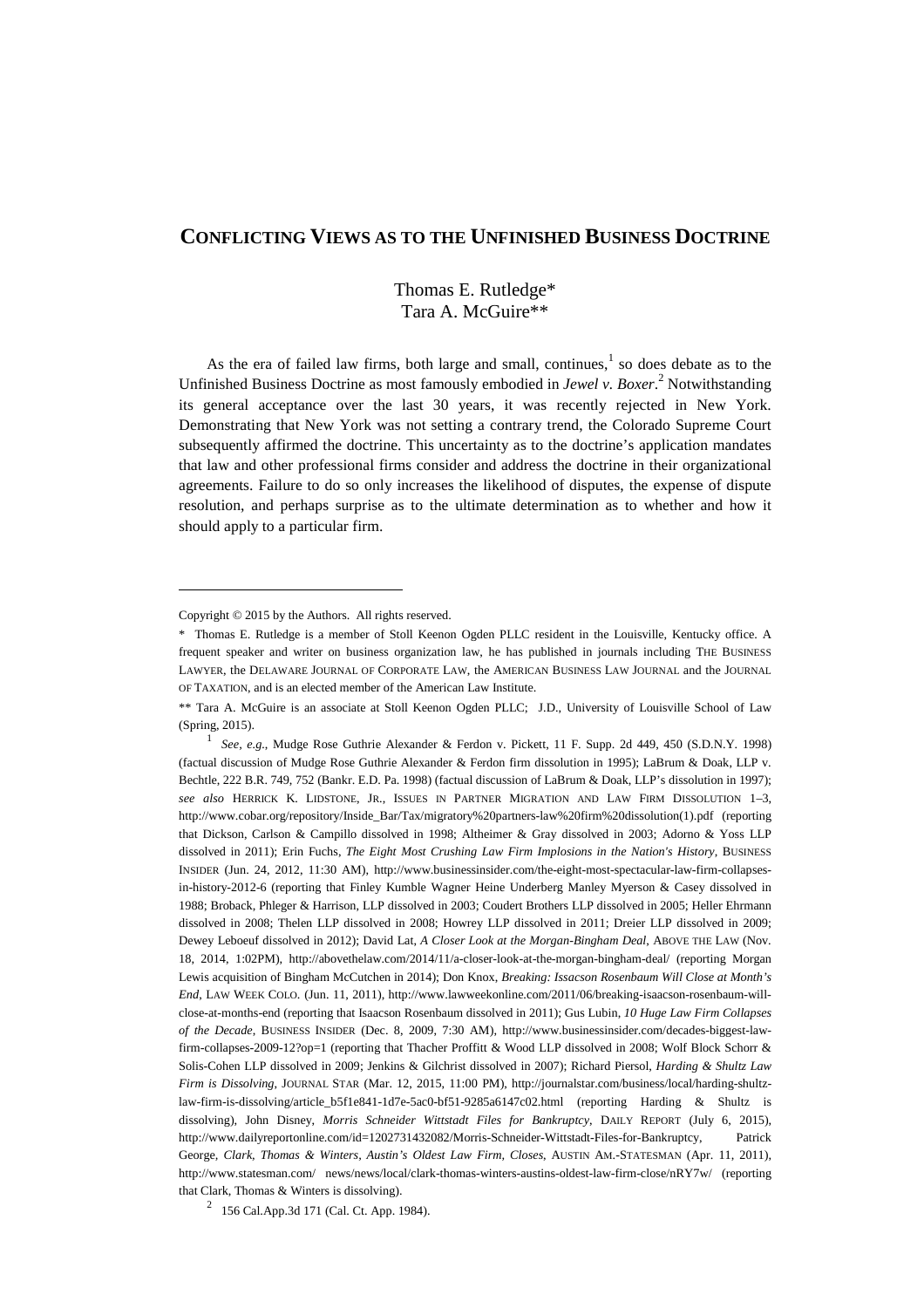# CONFLICTING VIEWS AS TO THE UNFINISHED BUSINESS DOCTRINE

Thomas E. Rutledge*
Tara A. McGuire**

As the era of failed law firms, both large and small, continues,[1] so does debate as to the Unfinished Business Doctrine as most famously embodied in *Jewel v. Boxer*.[2] Notwithstanding its general acceptance over the last 30 years, it was recently rejected in New York. Demonstrating that New York was not setting a contrary trend, the Colorado Supreme Court subsequently affirmed the doctrine. This uncertainty as to the doctrine's application mandates that law and other professional firms consider and address the doctrine in their organizational agreements. Failure to do so only increases the likelihood of disputes, the expense of dispute resolution, and perhaps surprise as to the ultimate determination as to whether and how it should apply to a particular firm.

---

Copyright © 2015 by the Authors. All rights reserved.

\* Thomas E. Rutledge is a member of Stoll Keenon Ogden PLLC resident in the Louisville, Kentucky office. A frequent speaker and writer on business organization law, he has published in journals including THE BUSINESS LAWYER, the DELAWARE JOURNAL OF CORPORATE LAW, the AMERICAN BUSINESS LAW JOURNAL and the JOURNAL OF TAXATION, and is an elected member of the American Law Institute.

\*\* Tara A. McGuire is an associate at Stoll Keenon Ogden PLLC; J.D., University of Louisville School of Law (Spring, 2015).

[1] *See, e.g.*, Mudge Rose Guthrie Alexander & Ferdon v. Pickett, 11 F. Supp. 2d 449, 450 (S.D.N.Y. 1998) (factual discussion of Mudge Rose Guthrie Alexander & Ferdon firm dissolution in 1995); LaBrum & Doak, LLP v. Bechtle, 222 B.R. 749, 752 (Bankr. E.D. Pa. 1998) (factual discussion of LaBrum & Doak, LLP's dissolution in 1997); *see also* HERRICK K. LIDSTONE, JR., ISSUES IN PARTNER MIGRATION AND LAW FIRM DISSOLUTION 1–3, http://www.cobar.org/repository/Inside_Bar/Tax/migratory%20partners-law%20firm%20dissolution(1).pdf (reporting that Dickson, Carlson & Campillo dissolved in 1998; Altheimer & Gray dissolved in 2003; Adorno & Yoss LLP dissolved in 2011); Erin Fuchs, *The Eight Most Crushing Law Firm Implosions in the Nation's History*, BUSINESS INSIDER (Jun. 24, 2012, 11:30 AM), http://www.businessinsider.com/the-eight-most-spectacular-law-firm-collapses-in-history-2012-6 (reporting that Finley Kumble Wagner Heine Underberg Manley Myerson & Casey dissolved in 1988; Broback, Phleger & Harrison, LLP dissolved in 2003; Coudert Brothers LLP dissolved in 2005; Heller Ehrmann dissolved in 2008; Thelen LLP dissolved in 2008; Howrey LLP dissolved in 2011; Dreier LLP dissolved in 2009; Dewey Leboeuf dissolved in 2012); David Lat, *A Closer Look at the Morgan-Bingham Deal*, ABOVE THE LAW (Nov. 18, 2014, 1:02PM), http://abovethelaw.com/2014/11/a-closer-look-at-the-morgan-bingham-deal/ (reporting Morgan Lewis acquisition of Bingham McCutchen in 2014); Don Knox, *Breaking: Issacson Rosenbaum Will Close at Month's End*, LAW WEEK COLO. (Jun. 11, 2011), http://www.lawweekonline.com/2011/06/breaking-isaacson-rosenbaum-will-close-at-months-end (reporting that Isaacson Rosenbaum dissolved in 2011); Gus Lubin, *10 Huge Law Firm Collapses of the Decade*, BUSINESS INSIDER (Dec. 8, 2009, 7:30 AM), http://www.businessinsider.com/decades-biggest-law-firm-collapses-2009-12?op=1 (reporting that Thacher Proffitt & Wood LLP dissolved in 2008; Wolf Block Schorr & Solis-Cohen LLP dissolved in 2009; Jenkins & Gilchrist dissolved in 2007); Richard Piersol, *Harding & Shultz Law Firm is Dissolving*, JOURNAL STAR (Mar. 12, 2015, 11:00 PM), http://journalstar.com/business/local/harding-shultz-law-firm-is-dissolving/article_b5f1e841-1d7e-5ac0-bf51-9285a6147c02.html (reporting Harding & Shultz is dissolving), John Disney, *Morris Schneider Wittstadt Files for Bankruptcy*, DAILY REPORT (July 6, 2015), http://www.dailyreportonline.com/id=1202731432082/Morris-Schneider-Wittstadt-Files-for-Bankruptcy, Patrick George, *Clark, Thomas & Winters, Austin's Oldest Law Firm, Closes*, AUSTIN AM.-STATESMAN (Apr. 11, 2011), http://www.statesman.com/ news/news/local/clark-thomas-winters-austins-oldest-law-firm-close/nRY7w/ (reporting that Clark, Thomas & Winters is dissolving).

[2] 156 Cal.App.3d 171 (Cal. Ct. App. 1984).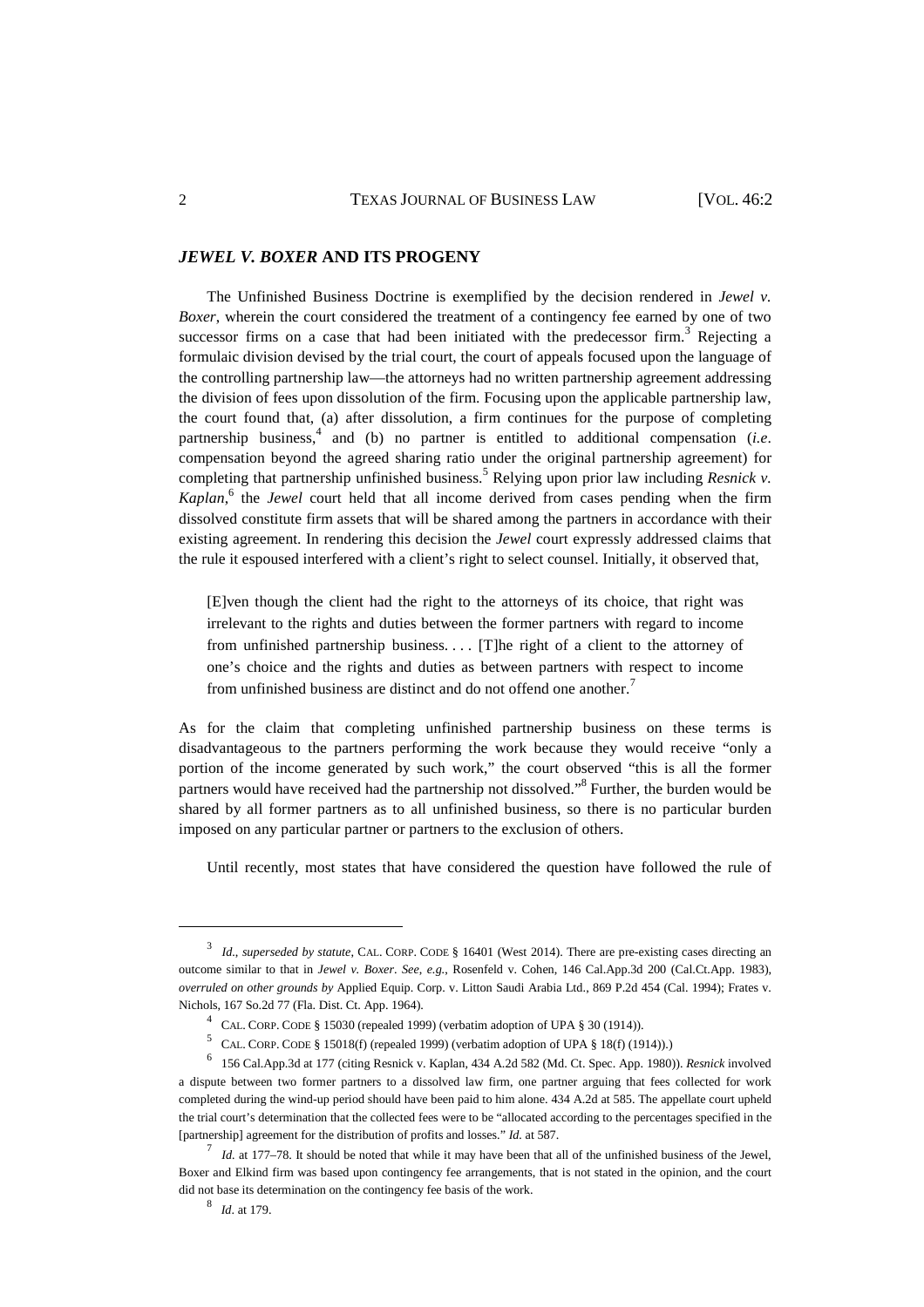## *JEWEL V. BOXER* AND ITS PROGENY

The Unfinished Business Doctrine is exemplified by the decision rendered in *Jewel v. Boxer*, wherein the court considered the treatment of a contingency fee earned by one of two successor firms on a case that had been initiated with the predecessor firm.[3] Rejecting a formulaic division devised by the trial court, the court of appeals focused upon the language of the controlling partnership law—the attorneys had no written partnership agreement addressing the division of fees upon dissolution of the firm. Focusing upon the applicable partnership law, the court found that, (a) after dissolution, a firm continues for the purpose of completing partnership business,[4] and (b) no partner is entitled to additional compensation (*i.e*. compensation beyond the agreed sharing ratio under the original partnership agreement) for completing that partnership unfinished business.[5] Relying upon prior law including *Resnick v. Kaplan*,[6] the *Jewel* court held that all income derived from cases pending when the firm dissolved constitute firm assets that will be shared among the partners in accordance with their existing agreement. In rendering this decision the *Jewel* court expressly addressed claims that the rule it espoused interfered with a client's right to select counsel. Initially, it observed that,

> [E]ven though the client had the right to the attorneys of its choice, that right was irrelevant to the rights and duties between the former partners with regard to income from unfinished partnership business. . . . [T]he right of a client to the attorney of one's choice and the rights and duties as between partners with respect to income from unfinished business are distinct and do not offend one another.[7]

As for the claim that completing unfinished partnership business on these terms is disadvantageous to the partners performing the work because they would receive "only a portion of the income generated by such work," the court observed "this is all the former partners would have received had the partnership not dissolved."[8] Further, the burden would be shared by all former partners as to all unfinished business, so there is no particular burden imposed on any particular partner or partners to the exclusion of others.

Until recently, most states that have considered the question have followed the rule of

---

[3] *Id., superseded by statute*, CAL. CORP. CODE § 16401 (West 2014). There are pre-existing cases directing an outcome similar to that in *Jewel v. Boxer*. *See, e.g.*, Rosenfeld v. Cohen, 146 Cal.App.3d 200 (Cal.Ct.App. 1983), *overruled on other grounds by* Applied Equip. Corp. v. Litton Saudi Arabia Ltd., 869 P.2d 454 (Cal. 1994); Frates v. Nichols, 167 So.2d 77 (Fla. Dist. Ct. App. 1964).

[4] CAL. CORP. CODE § 15030 (repealed 1999) (verbatim adoption of UPA § 30 (1914)).

[5] CAL. CORP. CODE § 15018(f) (repealed 1999) (verbatim adoption of UPA § 18(f) (1914)).)

[6] 156 Cal.App.3d at 177 (citing Resnick v. Kaplan, 434 A.2d 582 (Md. Ct. Spec. App. 1980)). *Resnick* involved a dispute between two former partners to a dissolved law firm, one partner arguing that fees collected for work completed during the wind-up period should have been paid to him alone. 434 A.2d at 585. The appellate court upheld the trial court's determination that the collected fees were to be "allocated according to the percentages specified in the [partnership] agreement for the distribution of profits and losses." *Id.* at 587.

[7] *Id.* at 177–78. It should be noted that while it may have been that all of the unfinished business of the Jewel, Boxer and Elkind firm was based upon contingency fee arrangements, that is not stated in the opinion, and the court did not base its determination on the contingency fee basis of the work.

[8] *Id*. at 179.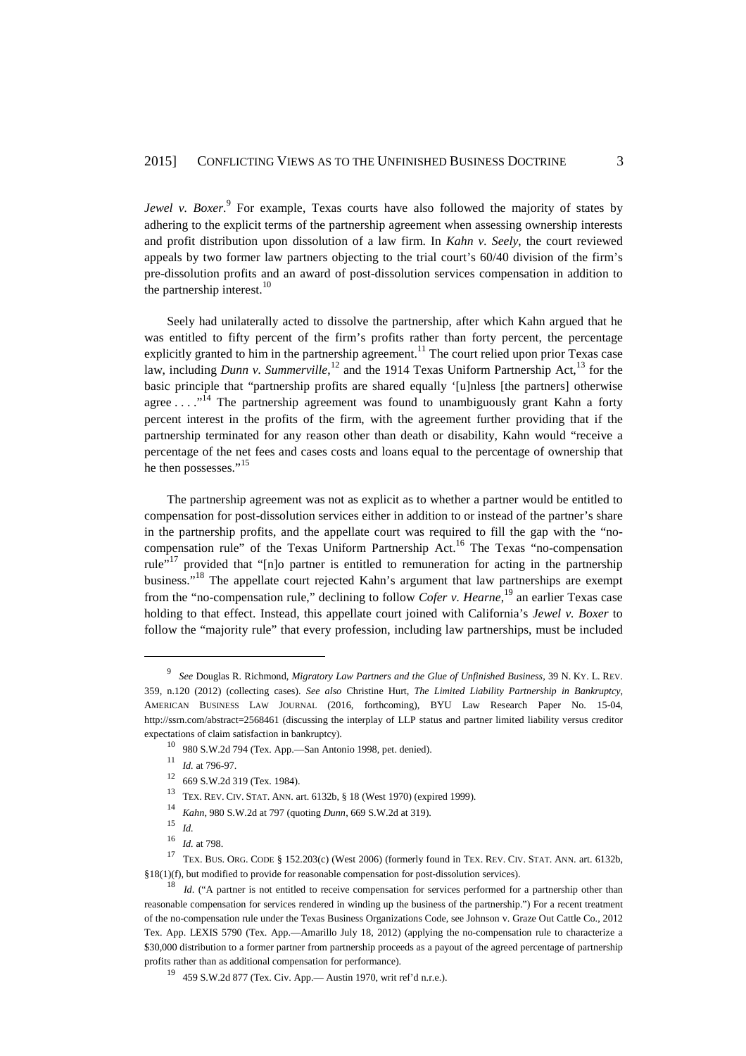*Jewel v. Boxer*.[9] For example, Texas courts have also followed the majority of states by adhering to the explicit terms of the partnership agreement when assessing ownership interests and profit distribution upon dissolution of a law firm. In *Kahn v. Seely*, the court reviewed appeals by two former law partners objecting to the trial court's 60/40 division of the firm's pre-dissolution profits and an award of post-dissolution services compensation in addition to the partnership interest.[10]

Seely had unilaterally acted to dissolve the partnership, after which Kahn argued that he was entitled to fifty percent of the firm's profits rather than forty percent, the percentage explicitly granted to him in the partnership agreement.[11] The court relied upon prior Texas case law, including *Dunn v. Summerville*,[12] and the 1914 Texas Uniform Partnership Act,[13] for the basic principle that "partnership profits are shared equally '[u]nless [the partners] otherwise agree . . . ."[14] The partnership agreement was found to unambiguously grant Kahn a forty percent interest in the profits of the firm, with the agreement further providing that if the partnership terminated for any reason other than death or disability, Kahn would "receive a percentage of the net fees and cases costs and loans equal to the percentage of ownership that he then possesses."[15]

The partnership agreement was not as explicit as to whether a partner would be entitled to compensation for post-dissolution services either in addition to or instead of the partner's share in the partnership profits, and the appellate court was required to fill the gap with the "no-compensation rule" of the Texas Uniform Partnership Act.[16] The Texas "no-compensation rule"[17] provided that "[n]o partner is entitled to remuneration for acting in the partnership business."[18] The appellate court rejected Kahn's argument that law partnerships are exempt from the "no-compensation rule," declining to follow *Cofer v. Hearne*,[19] an earlier Texas case holding to that effect. Instead, this appellate court joined with California's *Jewel v. Boxer* to follow the "majority rule" that every profession, including law partnerships, must be included

---

[9] *See* Douglas R. Richmond, *Migratory Law Partners and the Glue of Unfinished Business*, 39 N. KY. L. REV. 359, n.120 (2012) (collecting cases). *See also* Christine Hurt, *The Limited Liability Partnership in Bankruptcy*, AMERICAN BUSINESS LAW JOURNAL (2016, forthcoming), BYU Law Research Paper No. 15-04, http://ssrn.com/abstract=2568461 (discussing the interplay of LLP status and partner limited liability versus creditor expectations of claim satisfaction in bankruptcy).

[10] 980 S.W.2d 794 (Tex. App.—San Antonio 1998, pet. denied).

[11] *Id.* at 796-97.

[12] 669 S.W.2d 319 (Tex. 1984).

[13] TEX. REV. CIV. STAT. ANN. art. 6132b, § 18 (West 1970) (expired 1999).

[14] *Kahn*, 980 S.W.2d at 797 (quoting *Dunn*, 669 S.W.2d at 319).

[15] *Id.*

[16] *Id.* at 798.

[17] TEX. BUS. ORG. CODE § 152.203(c) (West 2006) (formerly found in TEX. REV. CIV. STAT. ANN. art. 6132b, §18(1)(f), but modified to provide for reasonable compensation for post-dissolution services).

[18] *Id*. ("A partner is not entitled to receive compensation for services performed for a partnership other than reasonable compensation for services rendered in winding up the business of the partnership.") For a recent treatment of the no-compensation rule under the Texas Business Organizations Code, see Johnson v. Graze Out Cattle Co., 2012 Tex. App. LEXIS 5790 (Tex. App.—Amarillo July 18, 2012) (applying the no-compensation rule to characterize a $30,000 distribution to a former partner from partnership proceeds as a payout of the agreed percentage of partnership profits rather than as additional compensation for performance).

[19] 459 S.W.2d 877 (Tex. Civ. App.— Austin 1970, writ ref'd n.r.e.).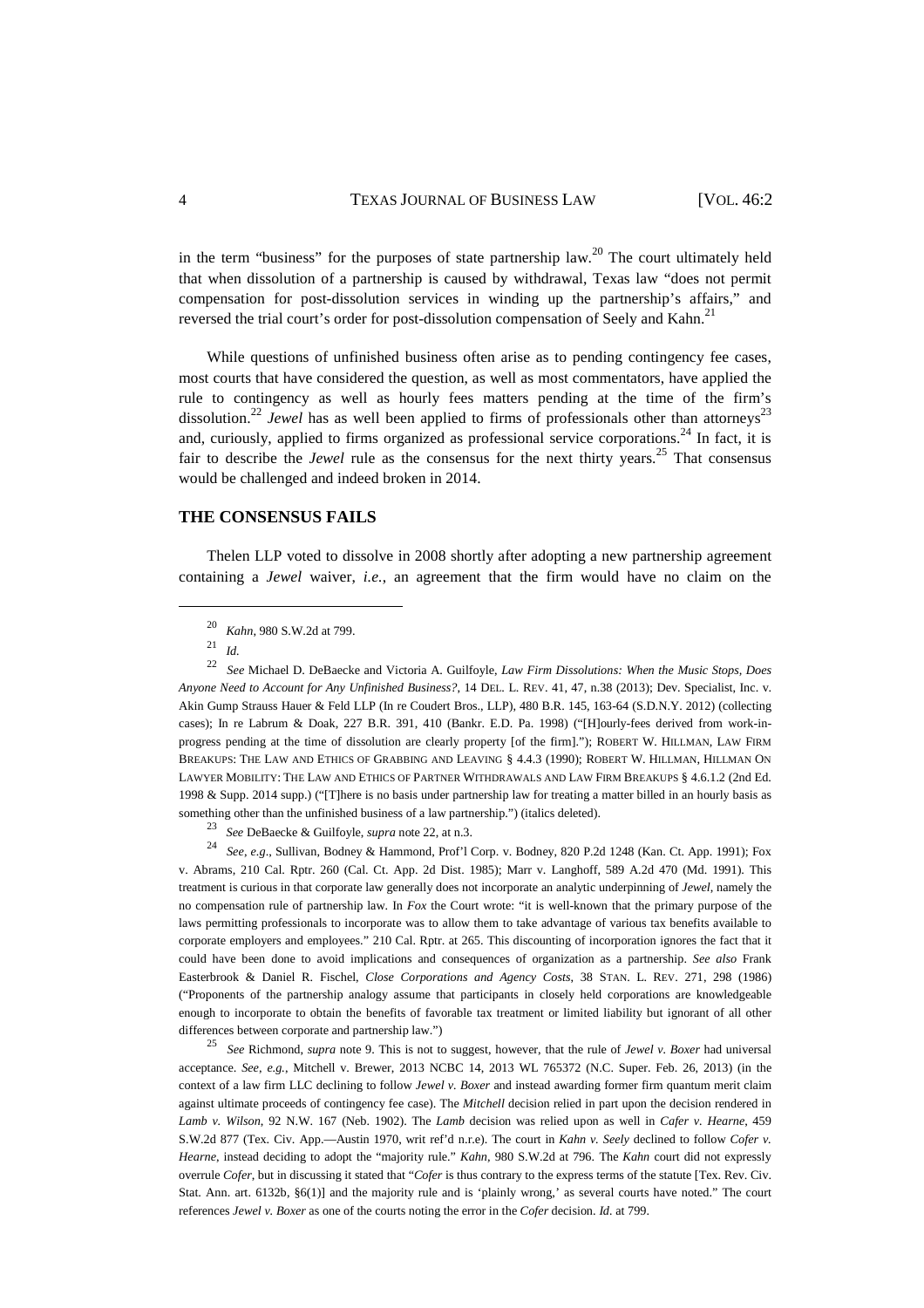in the term "business" for the purposes of state partnership law.[20] The court ultimately held that when dissolution of a partnership is caused by withdrawal, Texas law "does not permit compensation for post-dissolution services in winding up the partnership's affairs," and reversed the trial court's order for post-dissolution compensation of Seely and Kahn.[21]

While questions of unfinished business often arise as to pending contingency fee cases, most courts that have considered the question, as well as most commentators, have applied the rule to contingency as well as hourly fees matters pending at the time of the firm's dissolution.[22] *Jewel* has as well been applied to firms of professionals other than attorneys[23] and, curiously, applied to firms organized as professional service corporations.[24] In fact, it is fair to describe the *Jewel* rule as the consensus for the next thirty years.[25] That consensus would be challenged and indeed broken in 2014.

## THE CONSENSUS FAILS

Thelen LLP voted to dissolve in 2008 shortly after adopting a new partnership agreement containing a *Jewel* waiver, *i.e.*, an agreement that the firm would have no claim on the

---

[20] *Kahn*, 980 S.W.2d at 799.

[21] *Id.*

[22] *See* Michael D. DeBaecke and Victoria A. Guilfoyle, *Law Firm Dissolutions: When the Music Stops, Does Anyone Need to Account for Any Unfinished Business?*, 14 DEL. L. REV. 41, 47, n.38 (2013); Dev. Specialist, Inc. v. Akin Gump Strauss Hauer & Feld LLP (In re Coudert Bros., LLP), 480 B.R. 145, 163-64 (S.D.N.Y. 2012) (collecting cases); In re Labrum & Doak, 227 B.R. 391, 410 (Bankr. E.D. Pa. 1998) ("[H]ourly-fees derived from work-in-progress pending at the time of dissolution are clearly property [of the firm]."); ROBERT W. HILLMAN, LAW FIRM BREAKUPS: THE LAW AND ETHICS OF GRABBING AND LEAVING § 4.4.3 (1990); ROBERT W. HILLMAN, HILLMAN ON LAWYER MOBILITY: THE LAW AND ETHICS OF PARTNER WITHDRAWALS AND LAW FIRM BREAKUPS § 4.6.1.2 (2nd Ed. 1998 & Supp. 2014 supp.) ("[T]here is no basis under partnership law for treating a matter billed in an hourly basis as something other than the unfinished business of a law partnership.") (italics deleted).

[23] *See* DeBaecke & Guilfoyle, *supra* note 22, at n.3.

[24] *See, e.g.*, Sullivan, Bodney & Hammond, Prof'l Corp. v. Bodney, 820 P.2d 1248 (Kan. Ct. App. 1991); Fox v. Abrams, 210 Cal. Rptr. 260 (Cal. Ct. App. 2d Dist. 1985); Marr v. Langhoff, 589 A.2d 470 (Md. 1991). This treatment is curious in that corporate law generally does not incorporate an analytic underpinning of *Jewel*, namely the no compensation rule of partnership law. In *Fox* the Court wrote: "it is well-known that the primary purpose of the laws permitting professionals to incorporate was to allow them to take advantage of various tax benefits available to corporate employers and employees." 210 Cal. Rptr. at 265. This discounting of incorporation ignores the fact that it could have been done to avoid implications and consequences of organization as a partnership. *See also* Frank Easterbrook & Daniel R. Fischel, *Close Corporations and Agency Costs*, 38 STAN. L. REV. 271, 298 (1986) ("Proponents of the partnership analogy assume that participants in closely held corporations are knowledgeable enough to incorporate to obtain the benefits of favorable tax treatment or limited liability but ignorant of all other differences between corporate and partnership law.")

[25] *See* Richmond, *supra* note 9. This is not to suggest, however, that the rule of *Jewel v. Boxer* had universal acceptance. *See, e.g.*, Mitchell v. Brewer, 2013 NCBC 14, 2013 WL 765372 (N.C. Super. Feb. 26, 2013) (in the context of a law firm LLC declining to follow *Jewel v. Boxer* and instead awarding former firm quantum merit claim against ultimate proceeds of contingency fee case). The *Mitchell* decision relied in part upon the decision rendered in *Lamb v. Wilson*, 92 N.W. 167 (Neb. 1902). The *Lamb* decision was relied upon as well in *Cafer v. Hearne*, 459 S.W.2d 877 (Tex. Civ. App.—Austin 1970, writ ref'd n.r.e). The court in *Kahn v. Seely* declined to follow *Cofer v. Hearne*, instead deciding to adopt the "majority rule." *Kahn*, 980 S.W.2d at 796. The *Kahn* court did not expressly overrule *Cofer*, but in discussing it stated that "*Cofer* is thus contrary to the express terms of the statute [Tex. Rev. Civ. Stat. Ann. art. 6132b, §6(1)] and the majority rule and is 'plainly wrong,' as several courts have noted." The court references *Jewel v. Boxer* as one of the courts noting the error in the *Cofer* decision. *Id*. at 799.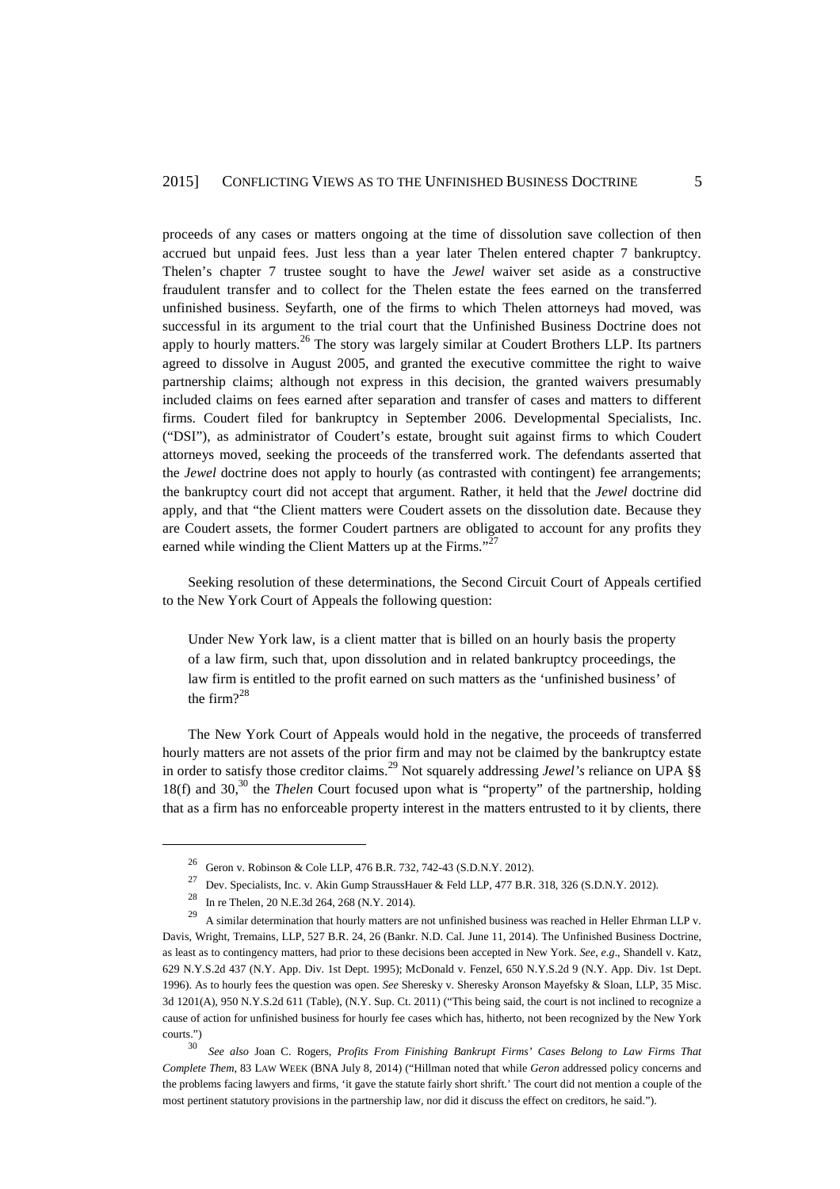proceeds of any cases or matters ongoing at the time of dissolution save collection of then accrued but unpaid fees. Just less than a year later Thelen entered chapter 7 bankruptcy. Thelen's chapter 7 trustee sought to have the *Jewel* waiver set aside as a constructive fraudulent transfer and to collect for the Thelen estate the fees earned on the transferred unfinished business. Seyfarth, one of the firms to which Thelen attorneys had moved, was successful in its argument to the trial court that the Unfinished Business Doctrine does not apply to hourly matters.[26] The story was largely similar at Coudert Brothers LLP. Its partners agreed to dissolve in August 2005, and granted the executive committee the right to waive partnership claims; although not express in this decision, the granted waivers presumably included claims on fees earned after separation and transfer of cases and matters to different firms. Coudert filed for bankruptcy in September 2006. Developmental Specialists, Inc. ("DSI"), as administrator of Coudert's estate, brought suit against firms to which Coudert attorneys moved, seeking the proceeds of the transferred work. The defendants asserted that the *Jewel* doctrine does not apply to hourly (as contrasted with contingent) fee arrangements; the bankruptcy court did not accept that argument. Rather, it held that the *Jewel* doctrine did apply, and that "the Client matters were Coudert assets on the dissolution date. Because they are Coudert assets, the former Coudert partners are obligated to account for any profits they earned while winding the Client Matters up at the Firms."[27]

Seeking resolution of these determinations, the Second Circuit Court of Appeals certified to the New York Court of Appeals the following question:

> Under New York law, is a client matter that is billed on an hourly basis the property of a law firm, such that, upon dissolution and in related bankruptcy proceedings, the law firm is entitled to the profit earned on such matters as the 'unfinished business' of the firm?[28]

The New York Court of Appeals would hold in the negative, the proceeds of transferred hourly matters are not assets of the prior firm and may not be claimed by the bankruptcy estate in order to satisfy those creditor claims.[29] Not squarely addressing *Jewel's* reliance on UPA §§ 18(f) and 30,[30] the *Thelen* Court focused upon what is "property" of the partnership, holding that as a firm has no enforceable property interest in the matters entrusted to it by clients, there

---

[26] Geron v. Robinson & Cole LLP, 476 B.R. 732, 742-43 (S.D.N.Y. 2012).

[27] Dev. Specialists, Inc. v. Akin Gump StraussHauer & Feld LLP, 477 B.R. 318, 326 (S.D.N.Y. 2012).

[28] In re Thelen, 20 N.E.3d 264, 268 (N.Y. 2014).

[29] A similar determination that hourly matters are not unfinished business was reached in Heller Ehrman LLP v. Davis, Wright, Tremains, LLP, 527 B.R. 24, 26 (Bankr. N.D. Cal. June 11, 2014). The Unfinished Business Doctrine, as least as to contingency matters, had prior to these decisions been accepted in New York. *See, e.g*., Shandell v. Katz, 629 N.Y.S.2d 437 (N.Y. App. Div. 1st Dept. 1995); McDonald v. Fenzel, 650 N.Y.S.2d 9 (N.Y. App. Div. 1st Dept. 1996). As to hourly fees the question was open. *See* Sheresky v. Sheresky Aronson Mayefsky & Sloan, LLP, 35 Misc. 3d 1201(A), 950 N.Y.S.2d 611 (Table), (N.Y. Sup. Ct. 2011) ("This being said, the court is not inclined to recognize a cause of action for unfinished business for hourly fee cases which has, hitherto, not been recognized by the New York courts.")

[30] *See also* Joan C. Rogers, *Profits From Finishing Bankrupt Firms' Cases Belong to Law Firms That Complete Them*, 83 LAW WEEK (BNA July 8, 2014) ("Hillman noted that while *Geron* addressed policy concerns and the problems facing lawyers and firms, 'it gave the statute fairly short shrift.' The court did not mention a couple of the most pertinent statutory provisions in the partnership law, nor did it discuss the effect on creditors, he said.").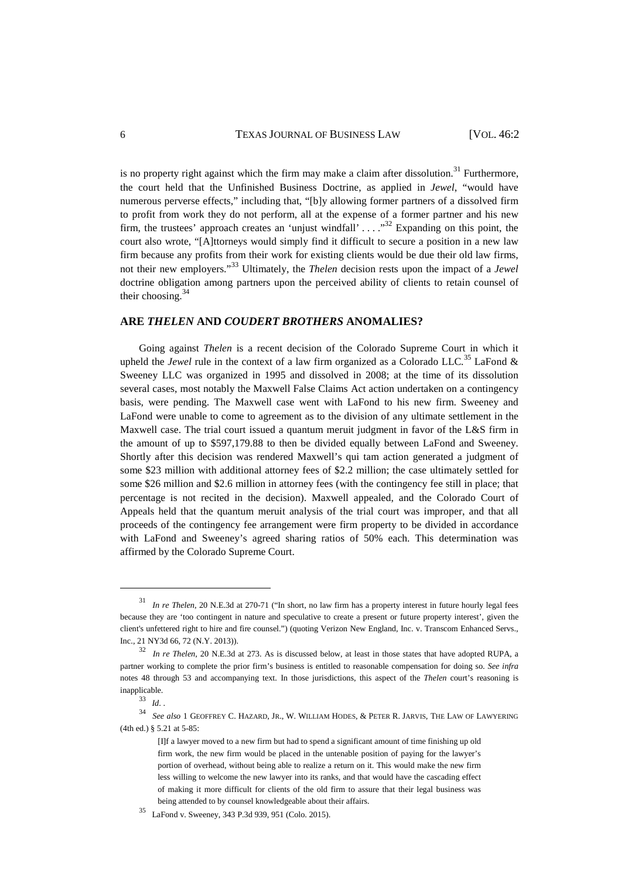is no property right against which the firm may make a claim after dissolution.[31] Furthermore, the court held that the Unfinished Business Doctrine, as applied in *Jewel*, "would have numerous perverse effects," including that, "[b]y allowing former partners of a dissolved firm to profit from work they do not perform, all at the expense of a former partner and his new firm, the trustees' approach creates an 'unjust windfall' . . . ."[32] Expanding on this point, the court also wrote, "[A]ttorneys would simply find it difficult to secure a position in a new law firm because any profits from their work for existing clients would be due their old law firms, not their new employers."[33] Ultimately, the *Thelen* decision rests upon the impact of a *Jewel* doctrine obligation among partners upon the perceived ability of clients to retain counsel of their choosing.[34]

## ARE *THELEN* AND *COUDERT BROTHERS* ANOMALIES?

Going against *Thelen* is a recent decision of the Colorado Supreme Court in which it upheld the *Jewel* rule in the context of a law firm organized as a Colorado LLC.[35] LaFond & Sweeney LLC was organized in 1995 and dissolved in 2008; at the time of its dissolution several cases, most notably the Maxwell False Claims Act action undertaken on a contingency basis, were pending. The Maxwell case went with LaFond to his new firm. Sweeney and LaFond were unable to come to agreement as to the division of any ultimate settlement in the Maxwell case. The trial court issued a quantum meruit judgment in favor of the L&S firm in the amount of up to $597,179.88 to then be divided equally between LaFond and Sweeney. Shortly after this decision was rendered Maxwell's qui tam action generated a judgment of some $23 million with additional attorney fees of $2.2 million; the case ultimately settled for some $26 million and $2.6 million in attorney fees (with the contingency fee still in place; that percentage is not recited in the decision). Maxwell appealed, and the Colorado Court of Appeals held that the quantum meruit analysis of the trial court was improper, and that all proceeds of the contingency fee arrangement were firm property to be divided in accordance with LaFond and Sweeney's agreed sharing ratios of 50% each. This determination was affirmed by the Colorado Supreme Court.

---

[31] *In re Thelen*, 20 N.E.3d at 270-71 ("In short, no law firm has a property interest in future hourly legal fees because they are 'too contingent in nature and speculative to create a present or future property interest', given the client's unfettered right to hire and fire counsel.") (quoting Verizon New England, Inc. v. Transcom Enhanced Servs., Inc., 21 NY3d 66, 72 (N.Y. 2013)).

[32] *In re Thelen*, 20 N.E.3d at 273. As is discussed below, at least in those states that have adopted RUPA, a partner working to complete the prior firm's business is entitled to reasonable compensation for doing so. *See infra* notes 48 through 53 and accompanying text. In those jurisdictions, this aspect of the *Thelen* court's reasoning is inapplicable.

[33] *Id.* .

[34] *See also* 1 GEOFFREY C. HAZARD, JR., W. WILLIAM HODES, & PETER R. JARVIS, THE LAW OF LAWYERING (4th ed.) § 5.21 at 5-85:

> [I]f a lawyer moved to a new firm but had to spend a significant amount of time finishing up old firm work, the new firm would be placed in the untenable position of paying for the lawyer's portion of overhead, without being able to realize a return on it. This would make the new firm less willing to welcome the new lawyer into its ranks, and that would have the cascading effect of making it more difficult for clients of the old firm to assure that their legal business was being attended to by counsel knowledgeable about their affairs.

[35] LaFond v. Sweeney, 343 P.3d 939, 951 (Colo. 2015).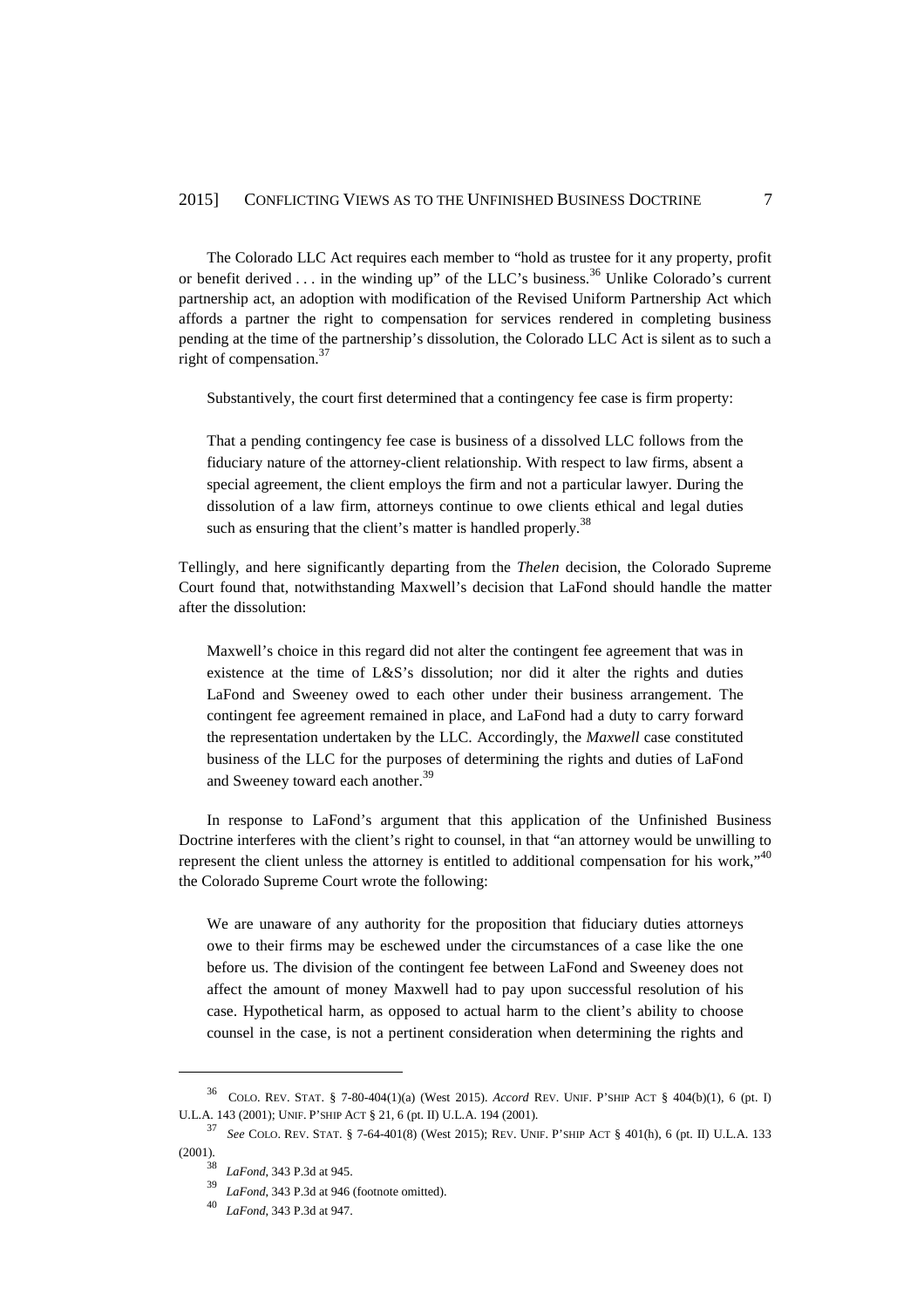The Colorado LLC Act requires each member to "hold as trustee for it any property, profit or benefit derived . . . in the winding up" of the LLC's business.[36] Unlike Colorado's current partnership act, an adoption with modification of the Revised Uniform Partnership Act which affords a partner the right to compensation for services rendered in completing business pending at the time of the partnership's dissolution, the Colorado LLC Act is silent as to such a right of compensation.[37]

Substantively, the court first determined that a contingency fee case is firm property:

> That a pending contingency fee case is business of a dissolved LLC follows from the fiduciary nature of the attorney-client relationship. With respect to law firms, absent a special agreement, the client employs the firm and not a particular lawyer. During the dissolution of a law firm, attorneys continue to owe clients ethical and legal duties such as ensuring that the client's matter is handled properly.[38]

Tellingly, and here significantly departing from the *Thelen* decision, the Colorado Supreme Court found that, notwithstanding Maxwell's decision that LaFond should handle the matter after the dissolution:

> Maxwell's choice in this regard did not alter the contingent fee agreement that was in existence at the time of L&S's dissolution; nor did it alter the rights and duties LaFond and Sweeney owed to each other under their business arrangement. The contingent fee agreement remained in place, and LaFond had a duty to carry forward the representation undertaken by the LLC. Accordingly, the *Maxwell* case constituted business of the LLC for the purposes of determining the rights and duties of LaFond and Sweeney toward each another.[39]

In response to LaFond's argument that this application of the Unfinished Business Doctrine interferes with the client's right to counsel, in that "an attorney would be unwilling to represent the client unless the attorney is entitled to additional compensation for his work,"[40] the Colorado Supreme Court wrote the following:

> We are unaware of any authority for the proposition that fiduciary duties attorneys owe to their firms may be eschewed under the circumstances of a case like the one before us. The division of the contingent fee between LaFond and Sweeney does not affect the amount of money Maxwell had to pay upon successful resolution of his case. Hypothetical harm, as opposed to actual harm to the client's ability to choose counsel in the case, is not a pertinent consideration when determining the rights and

---

[36] COLO. REV. STAT. § 7-80-404(1)(a) (West 2015). *Accord* REV. UNIF. P'SHIP ACT § 404(b)(1), 6 (pt. I) U.L.A. 143 (2001); UNIF. P'SHIP ACT § 21, 6 (pt. II) U.L.A. 194 (2001).

[37] *See* COLO. REV. STAT. § 7-64-401(8) (West 2015); REV. UNIF. P'SHIP ACT § 401(h), 6 (pt. II) U.L.A. 133 (2001).

[38] *LaFond*, 343 P.3d at 945.

[39] *LaFond*, 343 P.3d at 946 (footnote omitted).

[40] *LaFond*, 343 P.3d at 947.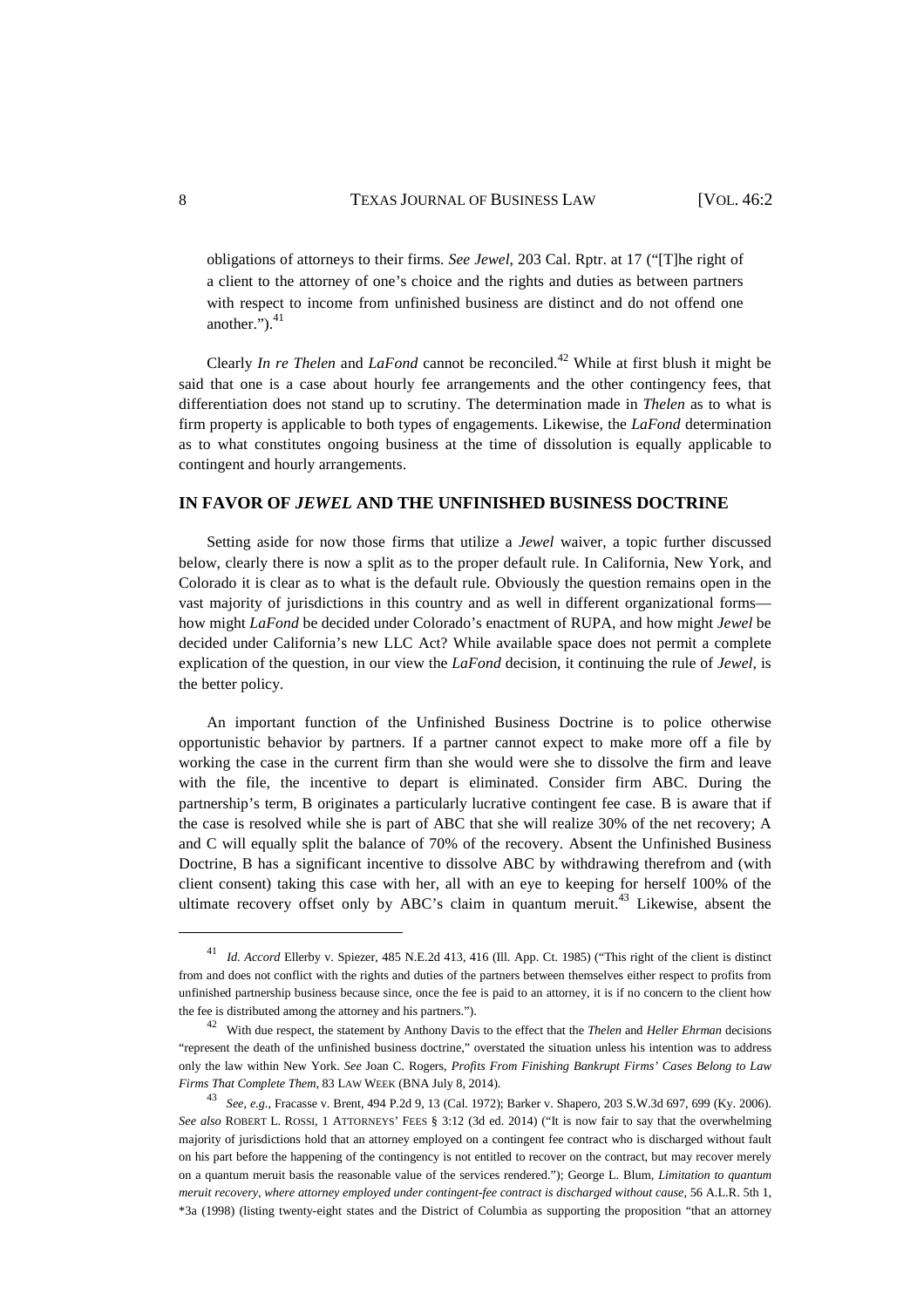obligations of attorneys to their firms. *See Jewel*, 203 Cal. Rptr. at 17 ("[T]he right of a client to the attorney of one's choice and the rights and duties as between partners with respect to income from unfinished business are distinct and do not offend one another.").[41]

Clearly *In re Thelen* and *LaFond* cannot be reconciled.[42] While at first blush it might be said that one is a case about hourly fee arrangements and the other contingency fees, that differentiation does not stand up to scrutiny. The determination made in *Thelen* as to what is firm property is applicable to both types of engagements. Likewise, the *LaFond* determination as to what constitutes ongoing business at the time of dissolution is equally applicable to contingent and hourly arrangements.

## IN FAVOR OF *JEWEL* AND THE UNFINISHED BUSINESS DOCTRINE

Setting aside for now those firms that utilize a *Jewel* waiver, a topic further discussed below, clearly there is now a split as to the proper default rule. In California, New York, and Colorado it is clear as to what is the default rule. Obviously the question remains open in the vast majority of jurisdictions in this country and as well in different organizational forms—how might *LaFond* be decided under Colorado's enactment of RUPA, and how might *Jewel* be decided under California's new LLC Act? While available space does not permit a complete explication of the question, in our view the *LaFond* decision, it continuing the rule of *Jewel*, is the better policy.

An important function of the Unfinished Business Doctrine is to police otherwise opportunistic behavior by partners. If a partner cannot expect to make more off a file by working the case in the current firm than she would were she to dissolve the firm and leave with the file, the incentive to depart is eliminated. Consider firm ABC. During the partnership's term, B originates a particularly lucrative contingent fee case. B is aware that if the case is resolved while she is part of ABC that she will realize 30% of the net recovery; A and C will equally split the balance of 70% of the recovery. Absent the Unfinished Business Doctrine, B has a significant incentive to dissolve ABC by withdrawing therefrom and (with client consent) taking this case with her, all with an eye to keeping for herself 100% of the ultimate recovery offset only by ABC's claim in quantum meruit.[43] Likewise, absent the

---

[41] *Id. Accord* Ellerby v. Spiezer, 485 N.E.2d 413, 416 (Ill. App. Ct. 1985) ("This right of the client is distinct from and does not conflict with the rights and duties of the partners between themselves either respect to profits from unfinished partnership business because since, once the fee is paid to an attorney, it is if no concern to the client how the fee is distributed among the attorney and his partners.").

[42] With due respect, the statement by Anthony Davis to the effect that the *Thelen* and *Heller Ehrman* decisions "represent the death of the unfinished business doctrine," overstated the situation unless his intention was to address only the law within New York. *See* Joan C. Rogers, *Profits From Finishing Bankrupt Firms' Cases Belong to Law Firms That Complete Them*, 83 LAW WEEK (BNA July 8, 2014).

[43] *See, e.g.*, Fracasse v. Brent, 494 P.2d 9, 13 (Cal. 1972); Barker v. Shapero, 203 S.W.3d 697, 699 (Ky. 2006). *See also* ROBERT L. ROSSI, 1 ATTORNEYS' FEES § 3:12 (3d ed. 2014) ("It is now fair to say that the overwhelming majority of jurisdictions hold that an attorney employed on a contingent fee contract who is discharged without fault on his part before the happening of the contingency is not entitled to recover on the contract, but may recover merely on a quantum meruit basis the reasonable value of the services rendered."); George L. Blum, *Limitation to quantum meruit recovery, where attorney employed under contingent-fee contract is discharged without cause*, 56 A.L.R. 5th 1, \*3a (1998) (listing twenty-eight states and the District of Columbia as supporting the proposition "that an attorney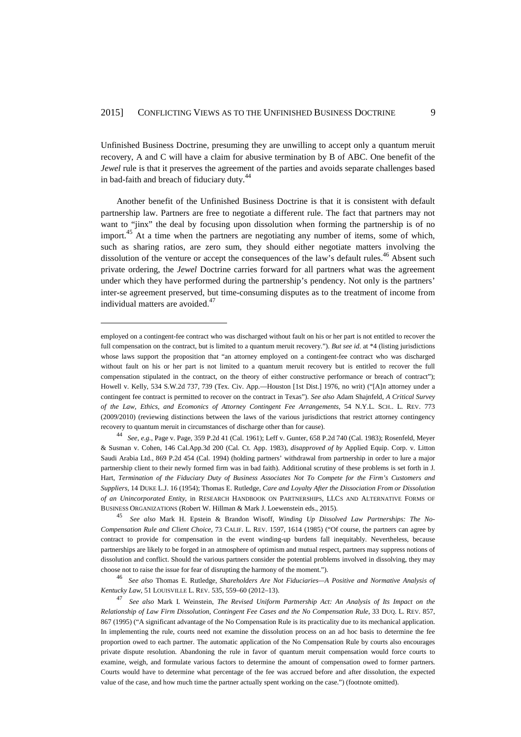Unfinished Business Doctrine, presuming they are unwilling to accept only a quantum meruit recovery, A and C will have a claim for abusive termination by B of ABC. One benefit of the *Jewel* rule is that it preserves the agreement of the parties and avoids separate challenges based in bad-faith and breach of fiduciary duty.[44]

Another benefit of the Unfinished Business Doctrine is that it is consistent with default partnership law. Partners are free to negotiate a different rule. The fact that partners may not want to "jinx" the deal by focusing upon dissolution when forming the partnership is of no import.[45] At a time when the partners are negotiating any number of items, some of which, such as sharing ratios, are zero sum, they should either negotiate matters involving the dissolution of the venture or accept the consequences of the law's default rules.[46] Absent such private ordering, the *Jewel* Doctrine carries forward for all partners what was the agreement under which they have performed during the partnership's pendency. Not only is the partners' inter-se agreement preserved, but time-consuming disputes as to the treatment of income from individual matters are avoided.[47]

---

employed on a contingent-fee contract who was discharged without fault on his or her part is not entitled to recover the full compensation on the contract, but is limited to a quantum meruit recovery."). *But see id.* at \*4 (listing jurisdictions whose laws support the proposition that "an attorney employed on a contingent-fee contract who was discharged without fault on his or her part is not limited to a quantum meruit recovery but is entitled to recover the full compensation stipulated in the contract, on the theory of either constructive performance or breach of contract"); Howell v. Kelly, 534 S.W.2d 737, 739 (Tex. Civ. App.—Houston [1st Dist.] 1976, no writ) ("[A]n attorney under a contingent fee contract is permitted to recover on the contract in Texas"). *See also* Adam Shajnfeld, *A Critical Survey of the Law, Ethics, and Ecomonics of Attorney Contingent Fee Arrangements*, 54 N.Y.L. SCH. L. REV. 773 (2009/2010) (reviewing distinctions between the laws of the various jurisdictions that restrict attorney contingency recovery to quantum meruit in circumstances of discharge other than for cause).

[44] *See, e.g.*, Page v. Page, 359 P.2d 41 (Cal. 1961); Leff v. Gunter, 658 P.2d 740 (Cal. 1983); Rosenfeld, Meyer & Susman v. Cohen, 146 Cal.App.3d 200 (Cal. Ct. App. 1983), *disapproved of by* Applied Equip. Corp. v. Litton Saudi Arabia Ltd., 869 P.2d 454 (Cal. 1994) (holding partners' withdrawal from partnership in order to lure a major partnership client to their newly formed firm was in bad faith). Additional scrutiny of these problems is set forth in J. Hart, *Termination of the Fiduciary Duty of Business Associates Not To Compete for the Firm's Customers and Suppliers*, 14 DUKE L.J. 16 (1954); Thomas E. Rutledge, *Care and Loyalty After the Dissociation From or Dissolution of an Unincorporated Entity*, in RESEARCH HANDBOOK ON PARTNERSHIPS, LLCS AND ALTERNATIVE FORMS OF BUSINESS ORGANIZATIONS (Robert W. Hillman & Mark J. Loewenstein eds., 2015).

[45] *See also* Mark H. Epstein & Brandon Wisoff, *Winding Up Dissolved Law Partnerships: The No-Compensation Rule and Client Choice*, 73 CALIF. L. REV. 1597, 1614 (1985) ("Of course, the partners can agree by contract to provide for compensation in the event winding-up burdens fall inequitably. Nevertheless, because partnerships are likely to be forged in an atmosphere of optimism and mutual respect, partners may suppress notions of dissolution and conflict. Should the various partners consider the potential problems involved in dissolving, they may choose not to raise the issue for fear of disrupting the harmony of the moment.").

[46] *See also* Thomas E. Rutledge, *Shareholders Are Not Fiduciaries—A Positive and Normative Analysis of Kentucky Law*, 51 LOUISVILLE L. REV. 535, 559–60 (2012–13).

[47] *See also* Mark I. Weinstein, *The Revised Uniform Partnership Act: An Analysis of Its Impact on the Relationship of Law Firm Dissolution, Contingent Fee Cases and the No Compensation Rule*, 33 DUQ. L. REV. 857, 867 (1995) ("A significant advantage of the No Compensation Rule is its practicality due to its mechanical application. In implementing the rule, courts need not examine the dissolution process on an ad hoc basis to determine the fee proportion owed to each partner. The automatic application of the No Compensation Rule by courts also encourages private dispute resolution. Abandoning the rule in favor of quantum meruit compensation would force courts to examine, weigh, and formulate various factors to determine the amount of compensation owed to former partners. Courts would have to determine what percentage of the fee was accrued before and after dissolution, the expected value of the case, and how much time the partner actually spent working on the case.") (footnote omitted).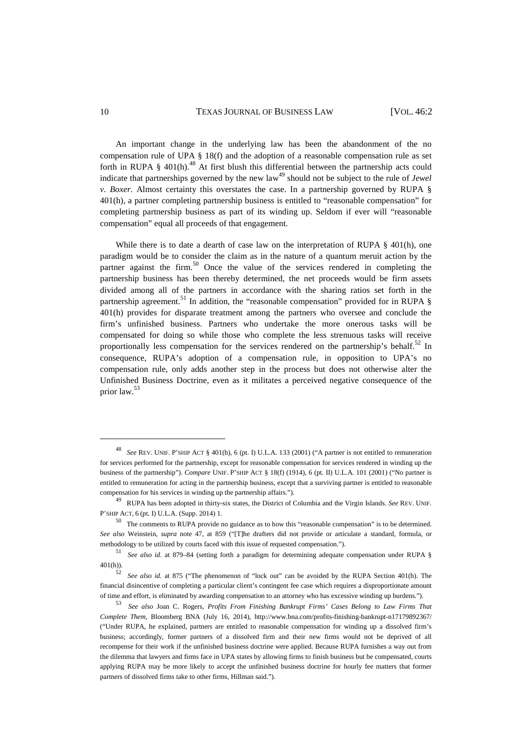An important change in the underlying law has been the abandonment of the no compensation rule of UPA § 18(f) and the adoption of a reasonable compensation rule as set forth in RUPA § 401(h).[48] At first blush this differential between the partnership acts could indicate that partnerships governed by the new law[49] should not be subject to the rule of *Jewel v. Boxer*. Almost certainty this overstates the case. In a partnership governed by RUPA § 401(h), a partner completing partnership business is entitled to "reasonable compensation" for completing partnership business as part of its winding up. Seldom if ever will "reasonable compensation" equal all proceeds of that engagement.

While there is to date a dearth of case law on the interpretation of RUPA § 401(h), one paradigm would be to consider the claim as in the nature of a quantum meruit action by the partner against the firm.[50] Once the value of the services rendered in completing the partnership business has been thereby determined, the net proceeds would be firm assets divided among all of the partners in accordance with the sharing ratios set forth in the partnership agreement.[51] In addition, the "reasonable compensation" provided for in RUPA § 401(h) provides for disparate treatment among the partners who oversee and conclude the firm's unfinished business. Partners who undertake the more onerous tasks will be compensated for doing so while those who complete the less strenuous tasks will receive proportionally less compensation for the services rendered on the partnership's behalf.[52] In consequence, RUPA's adoption of a compensation rule, in opposition to UPA's no compensation rule, only adds another step in the process but does not otherwise alter the Unfinished Business Doctrine, even as it militates a perceived negative consequence of the prior law.[53]

---

[48] *See* REV. UNIF. P'SHIP ACT § 401(h), 6 (pt. I) U.L.A. 133 (2001) ("A partner is not entitled to remuneration for services performed for the partnership, except for reasonable compensation for services rendered in winding up the business of the partnership"). *Compare* UNIF. P'SHIP ACT § 18(f) (1914), 6 (pt. II) U.L.A. 101 (2001) ("No partner is entitled to remuneration for acting in the partnership business, except that a surviving partner is entitled to reasonable compensation for his services in winding up the partnership affairs.").

[49] RUPA has been adopted in thirty-six states, the District of Columbia and the Virgin Islands. *See* REV. UNIF. P'SHIP ACT, 6 (pt. I) U.L.A. (Supp. 2014) 1.

[50] The comments to RUPA provide no guidance as to how this "reasonable compensation" is to be determined. *See also* Weinstein, *supra* note 47, at 859 ("[T]he drafters did not provide or articulate a standard, formula, or methodology to be utilized by courts faced with this issue of requested compensation.").

[51] *See also id*. at 879–84 (setting forth a paradigm for determining adequate compensation under RUPA § 401(h)).

[52] *See also id*. at 875 ("The phenomenon of "lock out" can be avoided by the RUPA Section 401(h). The financial disincentive of completing a particular client's contingent fee case which requires a disproportionate amount of time and effort, is eliminated by awarding compensation to an attorney who has excessive winding up burdens.").

[53] *See also* Joan C. Rogers, *Profits From Finishing Bankrupt Firms' Cases Belong to Law Firms That Complete Them*, Bloomberg BNA (July 16, 2014), http://www.bna.com/profits-finishing-bankrupt-n17179892367/ ("Under RUPA, he explained, partners are entitled to reasonable compensation for winding up a dissolved firm's business; accordingly, former partners of a dissolved firm and their new firms would not be deprived of all recompense for their work if the unfinished business doctrine were applied. Because RUPA furnishes a way out from the dilemma that lawyers and firms face in UPA states by allowing firms to finish business but be compensated, courts applying RUPA may be more likely to accept the unfinished business doctrine for hourly fee matters that former partners of dissolved firms take to other firms, Hillman said.").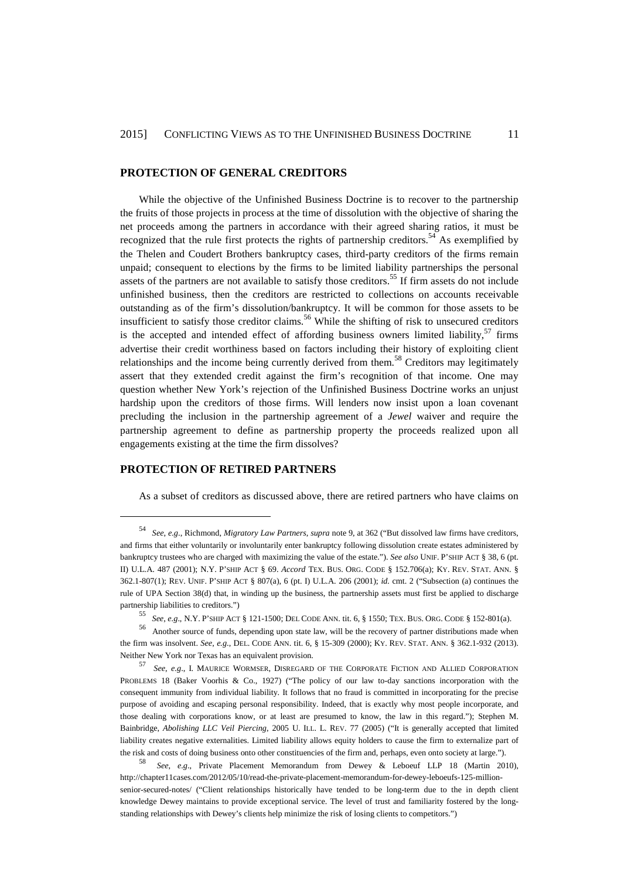## PROTECTION OF GENERAL CREDITORS

While the objective of the Unfinished Business Doctrine is to recover to the partnership the fruits of those projects in process at the time of dissolution with the objective of sharing the net proceeds among the partners in accordance with their agreed sharing ratios, it must be recognized that the rule first protects the rights of partnership creditors.[54] As exemplified by the Thelen and Coudert Brothers bankruptcy cases, third-party creditors of the firms remain unpaid; consequent to elections by the firms to be limited liability partnerships the personal assets of the partners are not available to satisfy those creditors.[55] If firm assets do not include unfinished business, then the creditors are restricted to collections on accounts receivable outstanding as of the firm's dissolution/bankruptcy. It will be common for those assets to be insufficient to satisfy those creditor claims.[56] While the shifting of risk to unsecured creditors is the accepted and intended effect of affording business owners limited liability,[57] firms advertise their credit worthiness based on factors including their history of exploiting client relationships and the income being currently derived from them.[58] Creditors may legitimately assert that they extended credit against the firm's recognition of that income. One may question whether New York's rejection of the Unfinished Business Doctrine works an unjust hardship upon the creditors of those firms. Will lenders now insist upon a loan covenant precluding the inclusion in the partnership agreement of a *Jewel* waiver and require the partnership agreement to define as partnership property the proceeds realized upon all engagements existing at the time the firm dissolves?

## PROTECTION OF RETIRED PARTNERS

As a subset of creditors as discussed above, there are retired partners who have claims on

---

[54] *See, e.g.*, Richmond, *Migratory Law Partners*, *supra* note 9, at 362 ("But dissolved law firms have creditors, and firms that either voluntarily or involuntarily enter bankruptcy following dissolution create estates administered by bankruptcy trustees who are charged with maximizing the value of the estate."). *See also* UNIF. P'SHIP ACT § 38, 6 (pt. II) U.L.A. 487 (2001); N.Y. P'SHIP ACT § 69. *Accord* TEX. BUS. ORG. CODE § 152.706(a); KY. REV. STAT. ANN. § 362.1-807(1); REV. UNIF. P'SHIP ACT § 807(a), 6 (pt. I) U.L.A. 206 (2001); *id.* cmt. 2 ("Subsection (a) continues the rule of UPA Section 38(d) that, in winding up the business, the partnership assets must first be applied to discharge partnership liabilities to creditors.")

[55] *See, e.g.*, N.Y. P'SHIP ACT § 121-1500; DEL CODE ANN. tit. 6, § 1550; TEX. BUS. ORG. CODE § 152-801(a).

[56] Another source of funds, depending upon state law, will be the recovery of partner distributions made when the firm was insolvent. *See, e.g.*, DEL. CODE ANN. tit. 6, § 15-309 (2000); KY. REV. STAT. ANN. § 362.1-932 (2013). Neither New York nor Texas has an equivalent provision.

[57] *See, e.g.*, I. MAURICE WORMSER, DISREGARD OF THE CORPORATE FICTION AND ALLIED CORPORATION PROBLEMS 18 (Baker Voorhis & Co., 1927) ("The policy of our law to-day sanctions incorporation with the consequent immunity from individual liability. It follows that no fraud is committed in incorporating for the precise purpose of avoiding and escaping personal responsibility. Indeed, that is exactly why most people incorporate, and those dealing with corporations know, or at least are presumed to know, the law in this regard."); Stephen M. Bainbridge, *Abolishing LLC Veil Piercing*, 2005 U. ILL. L. REV. 77 (2005) ("It is generally accepted that limited liability creates negative externalities. Limited liability allows equity holders to cause the firm to externalize part of the risk and costs of doing business onto other constituencies of the firm and, perhaps, even onto society at large.").

[58] *See, e.g.*, Private Placement Memorandum from Dewey & Leboeuf LLP 18 (Martin 2010), http://chapter11cases.com/2012/05/10/read-the-private-placement-memorandum-for-dewey-leboeufs-125-million-senior-secured-notes/ ("Client relationships historically have tended to be long-term due to the in depth client knowledge Dewey maintains to provide exceptional service. The level of trust and familiarity fostered by the long-standing relationships with Dewey's clients help minimize the risk of losing clients to competitors.")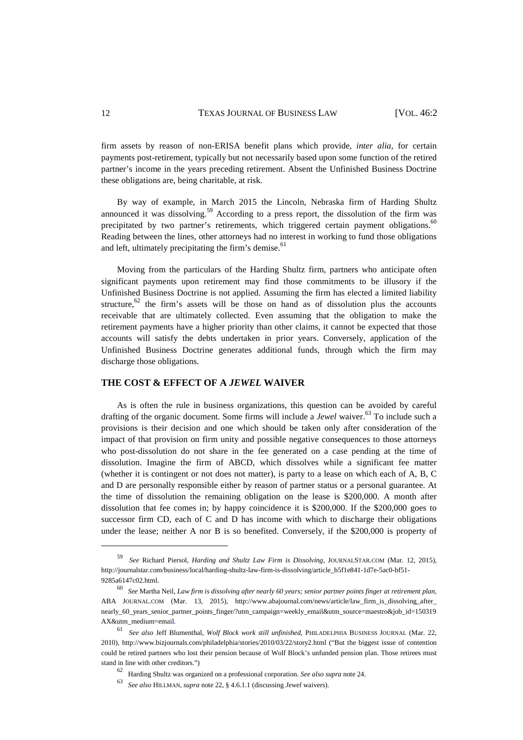firm assets by reason of non-ERISA benefit plans which provide, *inter alia*, for certain payments post-retirement, typically but not necessarily based upon some function of the retired partner's income in the years preceding retirement. Absent the Unfinished Business Doctrine these obligations are, being charitable, at risk.

By way of example, in March 2015 the Lincoln, Nebraska firm of Harding Shultz announced it was dissolving.[59] According to a press report, the dissolution of the firm was precipitated by two partner's retirements, which triggered certain payment obligations.[60] Reading between the lines, other attorneys had no interest in working to fund those obligations and left, ultimately precipitating the firm's demise.[61]

Moving from the particulars of the Harding Shultz firm, partners who anticipate often significant payments upon retirement may find those commitments to be illusory if the Unfinished Business Doctrine is not applied. Assuming the firm has elected a limited liability structure,[62] the firm's assets will be those on hand as of dissolution plus the accounts receivable that are ultimately collected. Even assuming that the obligation to make the retirement payments have a higher priority than other claims, it cannot be expected that those accounts will satisfy the debts undertaken in prior years. Conversely, application of the Unfinished Business Doctrine generates additional funds, through which the firm may discharge those obligations.

## THE COST & EFFECT OF A *JEWEL* WAIVER

As is often the rule in business organizations, this question can be avoided by careful drafting of the organic document. Some firms will include a *Jewel* waiver.[63] To include such a provisions is their decision and one which should be taken only after consideration of the impact of that provision on firm unity and possible negative consequences to those attorneys who post-dissolution do not share in the fee generated on a case pending at the time of dissolution. Imagine the firm of ABCD, which dissolves while a significant fee matter (whether it is contingent or not does not matter), is party to a lease on which each of A, B, C and D are personally responsible either by reason of partner status or a personal guarantee. At the time of dissolution the remaining obligation on the lease is $200,000. A month after dissolution that fee comes in; by happy coincidence it is $200,000. If the $200,000 goes to successor firm CD, each of C and D has income with which to discharge their obligations under the lease; neither A nor B is so benefited. Conversely, if the $200,000 is property of

---

[59] *See* Richard Piersol, *Harding and Shultz Law Firm is Dissolving*, JOURNALSTAR.COM (Mar. 12, 2015), http://journalstar.com/business/local/harding-shultz-law-firm-is-dissolving/article_b5f1e841-1d7e-5ac0-bf51-9285a6147c02.html.

[60] *See* Martha Neil, *Law firm is dissolving after nearly 60 years; senior partner points finger at retirement plan*, ABA JOURNAL.COM (Mar. 13, 2015), http://www.abajournal.com/news/article/law_firm_is_dissolving_after_nearly_60_years_senior_partner_points_finger/?utm_campaign=weekly_email&utm_source=maestro&job_id=150319AX&utm_medium=email.

[61] *See also* Jeff Blumenthal, *Wolf Block work still unfinished*, PHILADELPHIA BUSINESS JOURNAL (Mar. 22, 2010), http://www.bizjournals.com/philadelphia/stories/2010/03/22/story2.html ("But the biggest issue of contention could be retired partners who lost their pension because of Wolf Block's unfunded pension plan. Those retirees must stand in line with other creditors.")

[62] Harding Shultz was organized on a professional corporation. *See also supra* note 24.

[63] *See also* HILLMAN, *supra* note 22, § 4.6.1.1 (discussing *Jewel* waivers).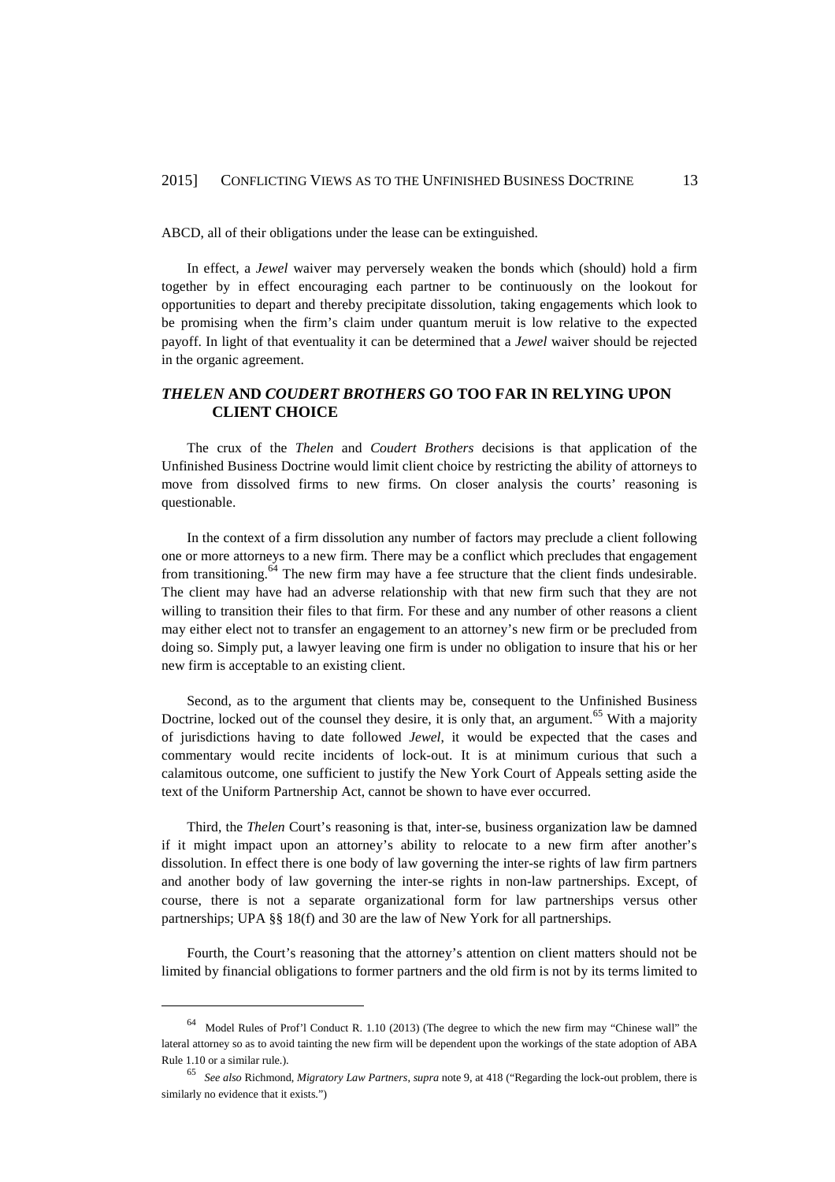ABCD, all of their obligations under the lease can be extinguished.

In effect, a *Jewel* waiver may perversely weaken the bonds which (should) hold a firm together by in effect encouraging each partner to be continuously on the lookout for opportunities to depart and thereby precipitate dissolution, taking engagements which look to be promising when the firm's claim under quantum meruit is low relative to the expected payoff. In light of that eventuality it can be determined that a *Jewel* waiver should be rejected in the organic agreement.

## *THELEN* AND *COUDERT BROTHERS* GO TOO FAR IN RELYING UPON CLIENT CHOICE

The crux of the *Thelen* and *Coudert Brothers* decisions is that application of the Unfinished Business Doctrine would limit client choice by restricting the ability of attorneys to move from dissolved firms to new firms. On closer analysis the courts' reasoning is questionable.

In the context of a firm dissolution any number of factors may preclude a client following one or more attorneys to a new firm. There may be a conflict which precludes that engagement from transitioning.[64] The new firm may have a fee structure that the client finds undesirable. The client may have had an adverse relationship with that new firm such that they are not willing to transition their files to that firm. For these and any number of other reasons a client may either elect not to transfer an engagement to an attorney's new firm or be precluded from doing so. Simply put, a lawyer leaving one firm is under no obligation to insure that his or her new firm is acceptable to an existing client.

Second, as to the argument that clients may be, consequent to the Unfinished Business Doctrine, locked out of the counsel they desire, it is only that, an argument.[65] With a majority of jurisdictions having to date followed *Jewel*, it would be expected that the cases and commentary would recite incidents of lock-out. It is at minimum curious that such a calamitous outcome, one sufficient to justify the New York Court of Appeals setting aside the text of the Uniform Partnership Act, cannot be shown to have ever occurred.

Third, the *Thelen* Court's reasoning is that, inter-se, business organization law be damned if it might impact upon an attorney's ability to relocate to a new firm after another's dissolution. In effect there is one body of law governing the inter-se rights of law firm partners and another body of law governing the inter-se rights in non-law partnerships. Except, of course, there is not a separate organizational form for law partnerships versus other partnerships; UPA §§ 18(f) and 30 are the law of New York for all partnerships.

Fourth, the Court's reasoning that the attorney's attention on client matters should not be limited by financial obligations to former partners and the old firm is not by its terms limited to

---

[64] Model Rules of Prof'l Conduct R. 1.10 (2013) (The degree to which the new firm may "Chinese wall" the lateral attorney so as to avoid tainting the new firm will be dependent upon the workings of the state adoption of ABA Rule 1.10 or a similar rule.).

[65] *See also* Richmond, *Migratory Law Partners*, *supra* note 9, at 418 ("Regarding the lock-out problem, there is similarly no evidence that it exists.")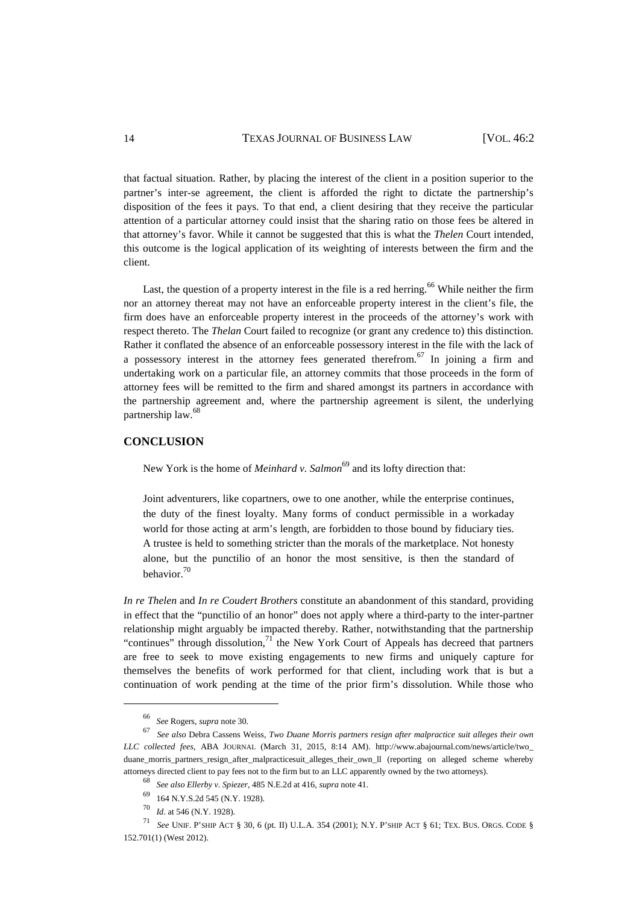that factual situation. Rather, by placing the interest of the client in a position superior to the partner's inter-se agreement, the client is afforded the right to dictate the partnership's disposition of the fees it pays. To that end, a client desiring that they receive the particular attention of a particular attorney could insist that the sharing ratio on those fees be altered in that attorney's favor. While it cannot be suggested that this is what the *Thelen* Court intended, this outcome is the logical application of its weighting of interests between the firm and the client.

Last, the question of a property interest in the file is a red herring.[66] While neither the firm nor an attorney thereat may not have an enforceable property interest in the client's file, the firm does have an enforceable property interest in the proceeds of the attorney's work with respect thereto. The *Thelan* Court failed to recognize (or grant any credence to) this distinction. Rather it conflated the absence of an enforceable possessory interest in the file with the lack of a possessory interest in the attorney fees generated therefrom.[67] In joining a firm and undertaking work on a particular file, an attorney commits that those proceeds in the form of attorney fees will be remitted to the firm and shared amongst its partners in accordance with the partnership agreement and, where the partnership agreement is silent, the underlying partnership law.[68]

## CONCLUSION

New York is the home of *Meinhard v. Salmon*[69] and its lofty direction that:

> Joint adventurers, like copartners, owe to one another, while the enterprise continues, the duty of the finest loyalty. Many forms of conduct permissible in a workaday world for those acting at arm's length, are forbidden to those bound by fiduciary ties. A trustee is held to something stricter than the morals of the marketplace. Not honesty alone, but the punctilio of an honor the most sensitive, is then the standard of behavior.[70]

*In re Thelen* and *In re Coudert Brothers* constitute an abandonment of this standard, providing in effect that the "punctilio of an honor" does not apply where a third-party to the inter-partner relationship might arguably be impacted thereby. Rather, notwithstanding that the partnership "continues" through dissolution,[71] the New York Court of Appeals has decreed that partners are free to seek to move existing engagements to new firms and uniquely capture for themselves the benefits of work performed for that client, including work that is but a continuation of work pending at the time of the prior firm's dissolution. While those who

---

[66] *See* Rogers, *supra* note 30.

[67] *See also* Debra Cassens Weiss, *Two Duane Morris partners resign after malpractice suit alleges their own LLC collected fees*, ABA JOURNAL (March 31, 2015, 8:14 AM). http://www.abajournal.com/news/article/two_duane_morris_partners_resign_after_malpracticesuit_alleges_their_own_ll (reporting on alleged scheme whereby attorneys directed client to pay fees not to the firm but to an LLC apparently owned by the two attorneys).

[68] *See also Ellerby v. Spiezer*, 485 N.E.2d at 416, *supra* note 41.

[69] 164 N.Y.S.2d 545 (N.Y. 1928).

[70] *Id*. at 546 (N.Y. 1928).

[71] *See* UNIF. P'SHIP ACT § 30, 6 (pt. II) U.L.A. 354 (2001); N.Y. P'SHIP ACT § 61; TEX. BUS. ORGS. CODE § 152.701(1) (West 2012).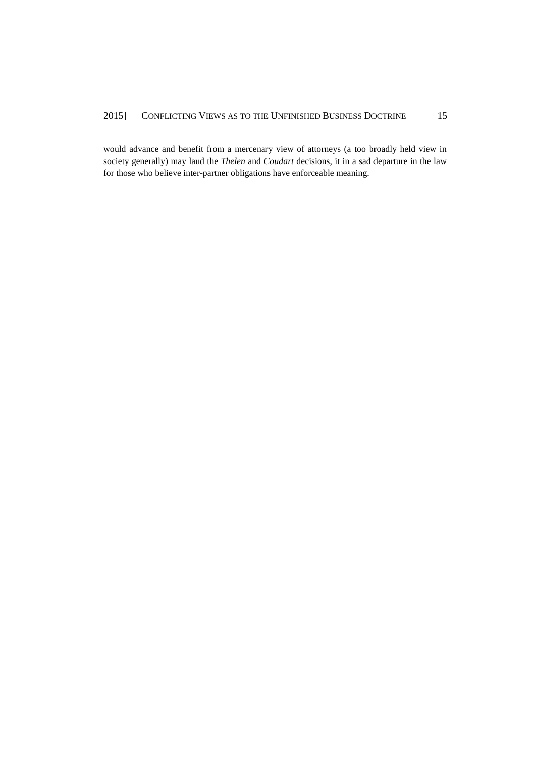would advance and benefit from a mercenary view of attorneys (a too broadly held view in society generally) may laud the *Thelen* and *Coudart* decisions, it in a sad departure in the law for those who believe inter-partner obligations have enforceable meaning.